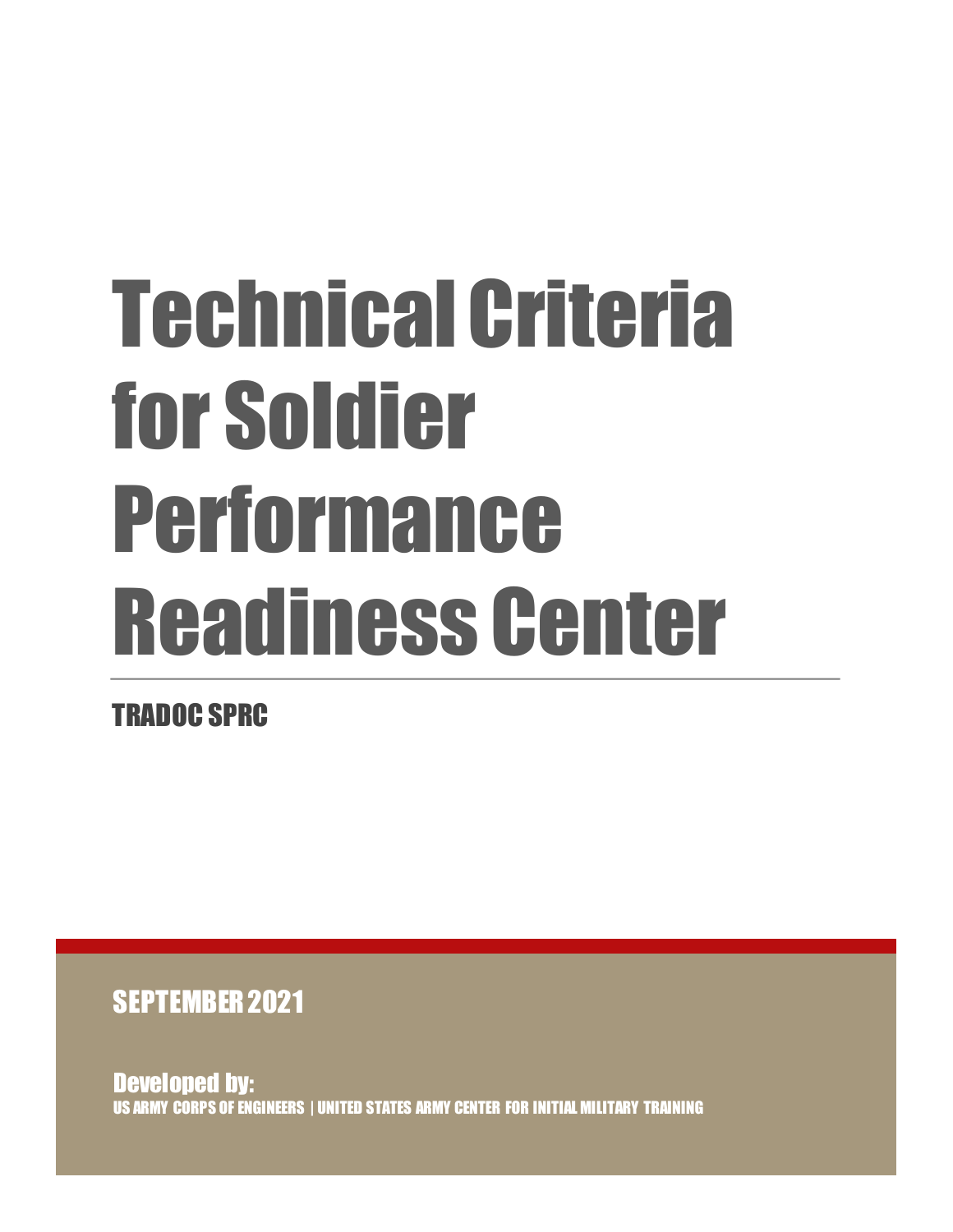# Technical Criteria for Soldier Performance Readiness Center

TRADOC SPRC

SEPTEMBER 2021

Developed by:

US ARMY CORPS OF ENGINEERS | UNITED STATES ARMY CENTER FOR INITIAL MILITARY TRAINING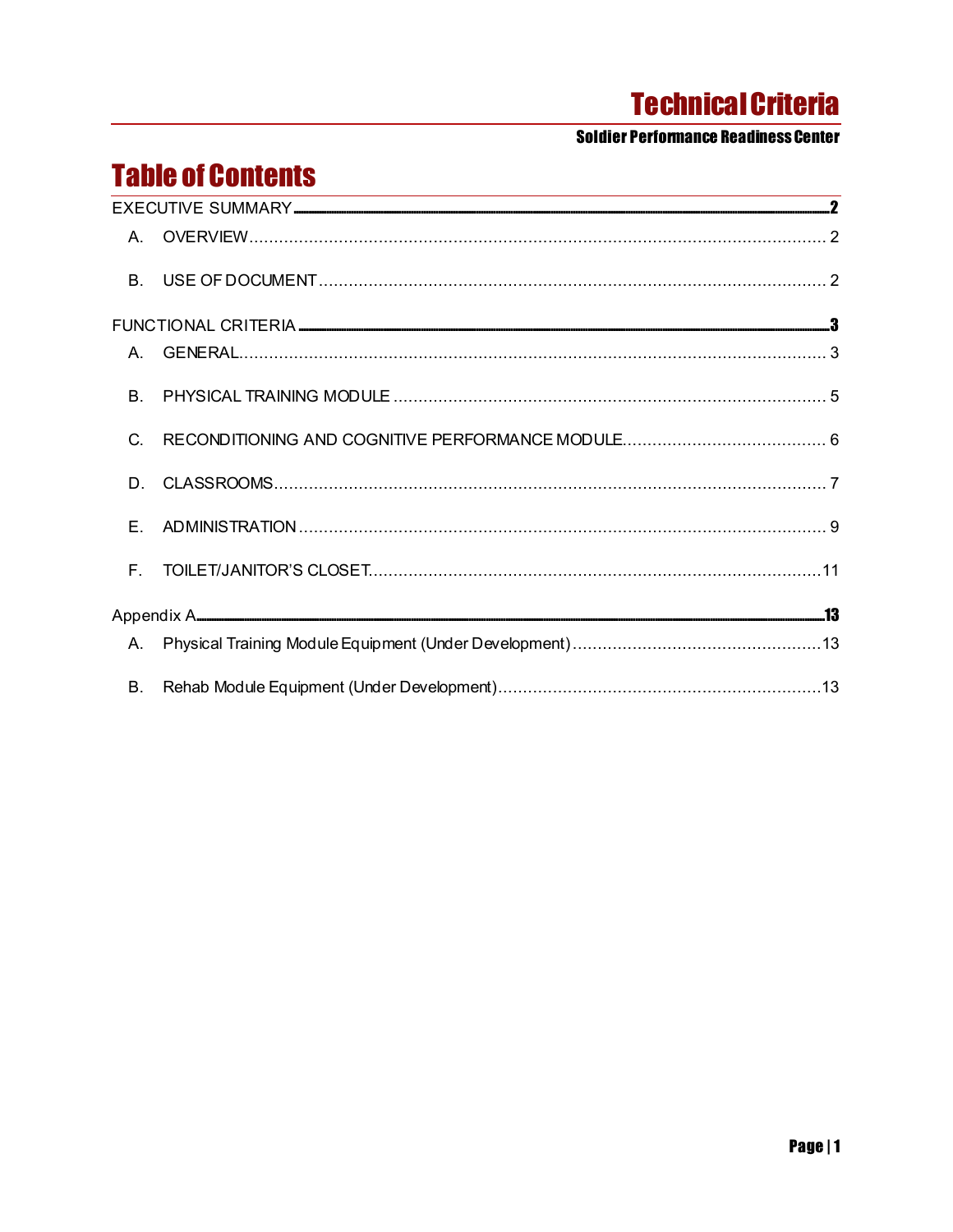# Table of Contents

EXECUTIVE SUMMARY ..... 2

- A. OVERVIEW ..... 2
- B. USE OF DOCUMENT ..... 2

FUNCTIONAL CRITERIA ..... 3

- A. GENERAL ..... 3
- B. PHYSICAL TRAINING MODULE ..... 5
- C. RECONDITIONING AND COGNITIVE PERFORMANCE MODULE ..... 6
- D. CLASSROOMS ..... 7
- E. ADMINISTRATION ..... 9
- F. TOILET/JANITOR'S CLOSET ..... 11

Appendix A ..... 13

- A. Physical Training Module Equipment (Under Development) ..... 13
- B. Rehab Module Equipment (Under Development) ..... 13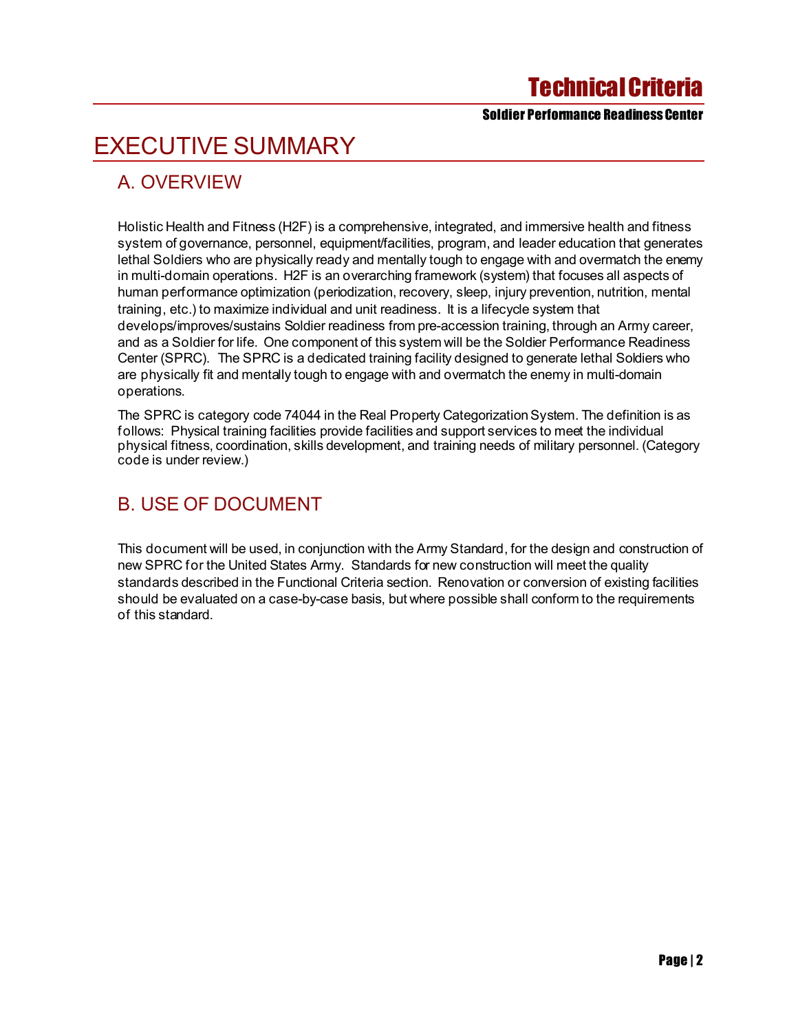# EXECUTIVE SUMMARY

## A. OVERVIEW

Holistic Health and Fitness (H2F) is a comprehensive, integrated, and immersive health and fitness system of governance, personnel, equipment/facilities, program, and leader education that generates lethal Soldiers who are physically ready and mentally tough to engage with and overmatch the enemy in multi-domain operations. H2F is an overarching framework (system) that focuses all aspects of human performance optimization (periodization, recovery, sleep, injury prevention, nutrition, mental training, etc.) to maximize individual and unit readiness. It is a lifecycle system that develops/improves/sustains Soldier readiness from pre-accession training, through an Army career, and as a Soldier for life. One component of this system will be the Soldier Performance Readiness Center (SPRC). The SPRC is a dedicated training facility designed to generate lethal Soldiers who are physically fit and mentally tough to engage with and overmatch the enemy in multi-domain operations.

The SPRC is category code 74044 in the Real Property Categorization System. The definition is as follows: Physical training facilities provide facilities and support services to meet the individual physical fitness, coordination, skills development, and training needs of military personnel. (Category code is under review.)

## B. USE OF DOCUMENT

This document will be used, in conjunction with the Army Standard, for the design and construction of new SPRC for the United States Army. Standards for new construction will meet the quality standards described in the Functional Criteria section. Renovation or conversion of existing facilities should be evaluated on a case-by-case basis, but where possible shall conform to the requirements of this standard.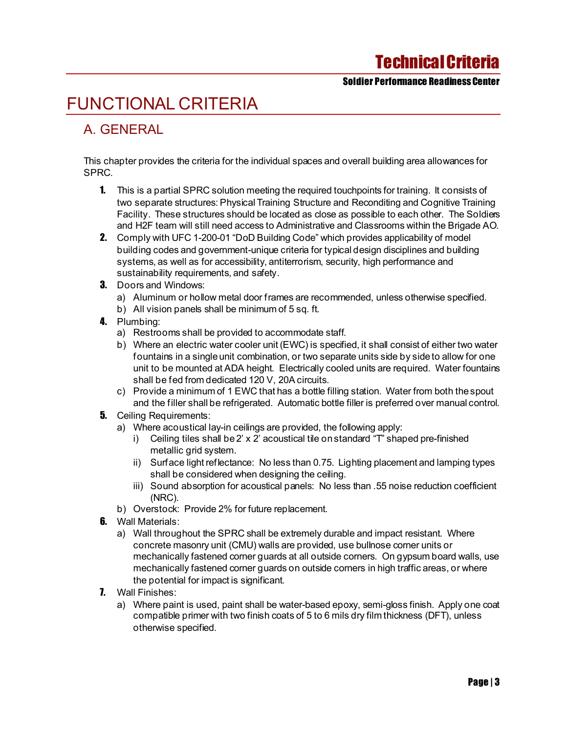# FUNCTIONAL CRITERIA

## A. GENERAL

This chapter provides the criteria for the individual spaces and overall building area allowances for SPRC.

1. This is a partial SPRC solution meeting the required touchpoints for training. It consists of two separate structures: Physical Training Structure and Reconditing and Cognitive Training Facility. These structures should be located as close as possible to each other. The Soldiers and H2F team will still need access to Administrative and Classrooms within the Brigade AO.
2. Comply with UFC 1-200-01 "DoD Building Code" which provides applicability of model building codes and government-unique criteria for typical design disciplines and building systems, as well as for accessibility, antiterrorism, security, high performance and sustainability requirements, and safety.
3. Doors and Windows:
   a) Aluminum or hollow metal door frames are recommended, unless otherwise specified.
   b) All vision panels shall be minimum of 5 sq. ft.
4. Plumbing:
   a) Restrooms shall be provided to accommodate staff.
   b) Where an electric water cooler unit (EWC) is specified, it shall consist of either two water fountains in a single unit combination, or two separate units side by side to allow for one unit to be mounted at ADA height. Electrically cooled units are required. Water fountains shall be fed from dedicated 120 V, 20A circuits.
   c) Provide a minimum of 1 EWC that has a bottle filling station. Water from both the spout and the filler shall be refrigerated. Automatic bottle filler is preferred over manual control.
5. Ceiling Requirements:
   a) Where acoustical lay-in ceilings are provided, the following apply:
      i) Ceiling tiles shall be 2' x 2' acoustical tile on standard "T" shaped pre-finished metallic grid system.
      ii) Surface light reflectance: No less than 0.75. Lighting placement and lamping types shall be considered when designing the ceiling.
      iii) Sound absorption for acoustical panels: No less than .55 noise reduction coefficient (NRC).
   b) Overstock: Provide 2% for future replacement.
6. Wall Materials:
   a) Wall throughout the SPRC shall be extremely durable and impact resistant. Where concrete masonry unit (CMU) walls are provided, use bullnose corner units or mechanically fastened corner guards at all outside corners. On gypsum board walls, use mechanically fastened corner guards on outside corners in high traffic areas, or where the potential for impact is significant.
7. Wall Finishes:
   a) Where paint is used, paint shall be water-based epoxy, semi-gloss finish. Apply one coat compatible primer with two finish coats of 5 to 6 mils dry film thickness (DFT), unless otherwise specified.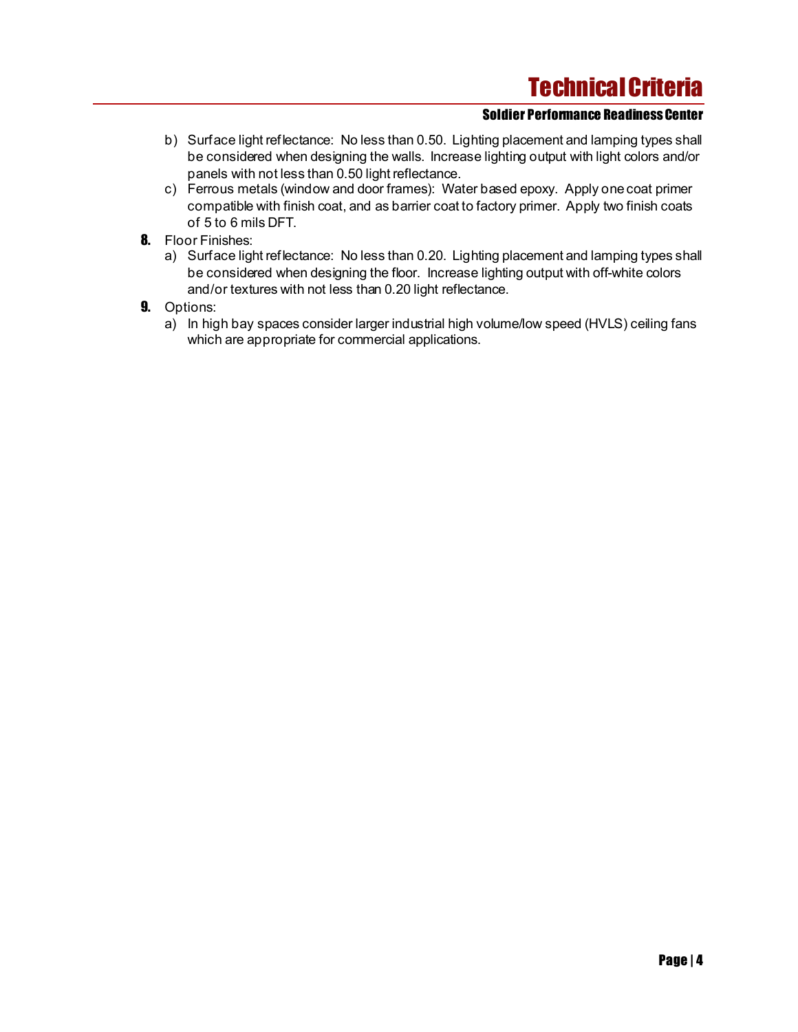b) Surface light reflectance: No less than 0.50. Lighting placement and lamping types shall be considered when designing the walls. Increase lighting output with light colors and/or panels with not less than 0.50 light reflectance.

c) Ferrous metals (window and door frames): Water based epoxy. Apply one coat primer compatible with finish coat, and as barrier coat to factory primer. Apply two finish coats of 5 to 6 mils DFT.

**8.** Floor Finishes:

a) Surface light reflectance: No less than 0.20. Lighting placement and lamping types shall be considered when designing the floor. Increase lighting output with off-white colors and/or textures with not less than 0.20 light reflectance.

**9.** Options:

a) In high bay spaces consider larger industrial high volume/low speed (HVLS) ceiling fans which are appropriate for commercial applications.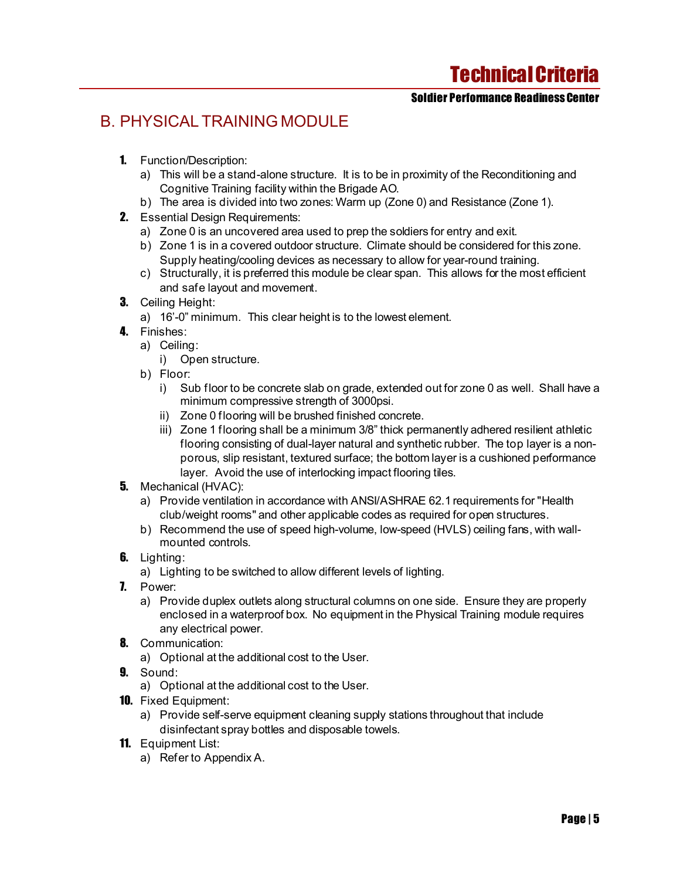## B. PHYSICAL TRAINING MODULE

1. Function/Description:
   a) This will be a stand-alone structure. It is to be in proximity of the Reconditioning and Cognitive Training facility within the Brigade AO.
   b) The area is divided into two zones: Warm up (Zone 0) and Resistance (Zone 1).
2. Essential Design Requirements:
   a) Zone 0 is an uncovered area used to prep the soldiers for entry and exit.
   b) Zone 1 is in a covered outdoor structure. Climate should be considered for this zone. Supply heating/cooling devices as necessary to allow for year-round training.
   c) Structurally, it is preferred this module be clear span. This allows for the most efficient and safe layout and movement.
3. Ceiling Height:
   a) 16'-0" minimum. This clear height is to the lowest element.
4. Finishes:
   a) Ceiling:
      i) Open structure.
   b) Floor:
      i) Sub floor to be concrete slab on grade, extended out for zone 0 as well. Shall have a minimum compressive strength of 3000psi.
      ii) Zone 0 flooring will be brushed finished concrete.
      iii) Zone 1 flooring shall be a minimum 3/8" thick permanently adhered resilient athletic flooring consisting of dual-layer natural and synthetic rubber. The top layer is a non-porous, slip resistant, textured surface; the bottom layer is a cushioned performance layer. Avoid the use of interlocking impact flooring tiles.
5. Mechanical (HVAC):
   a) Provide ventilation in accordance with ANSI/ASHRAE 62.1 requirements for "Health club/weight rooms" and other applicable codes as required for open structures.
   b) Recommend the use of speed high-volume, low-speed (HVLS) ceiling fans, with wall-mounted controls.
6. Lighting:
   a) Lighting to be switched to allow different levels of lighting.
7. Power:
   a) Provide duplex outlets along structural columns on one side. Ensure they are properly enclosed in a waterproof box. No equipment in the Physical Training module requires any electrical power.
8. Communication:
   a) Optional at the additional cost to the User.
9. Sound:
   a) Optional at the additional cost to the User.
10. Fixed Equipment:
    a) Provide self-serve equipment cleaning supply stations throughout that include disinfectant spray bottles and disposable towels.
11. Equipment List:
    a) Refer to Appendix A.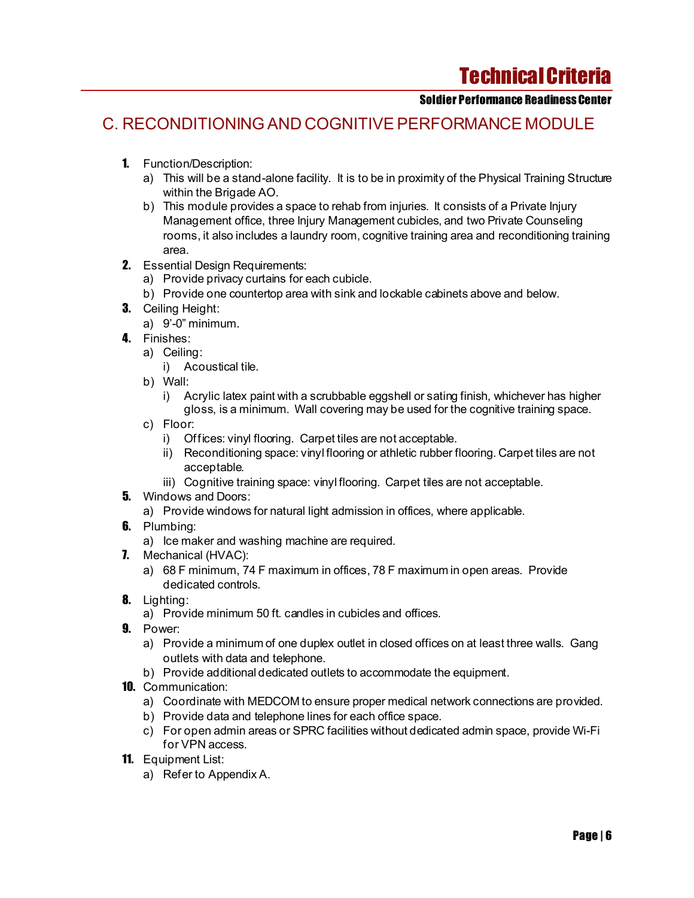## C. RECONDITIONING AND COGNITIVE PERFORMANCE MODULE

1. Function/Description:
   a) This will be a stand-alone facility. It is to be in proximity of the Physical Training Structure within the Brigade AO.
   b) This module provides a space to rehab from injuries. It consists of a Private Injury Management office, three Injury Management cubicles, and two Private Counseling rooms, it also includes a laundry room, cognitive training area and reconditioning training area.
2. Essential Design Requirements:
   a) Provide privacy curtains for each cubicle.
   b) Provide one countertop area with sink and lockable cabinets above and below.
3. Ceiling Height:
   a) 9'-0" minimum.
4. Finishes:
   a) Ceiling:
      i) Acoustical tile.
   b) Wall:
      i) Acrylic latex paint with a scrubbable eggshell or sating finish, whichever has higher gloss, is a minimum. Wall covering may be used for the cognitive training space.
   c) Floor:
      i) Offices: vinyl flooring. Carpet tiles are not acceptable.
      ii) Reconditioning space: vinyl flooring or athletic rubber flooring. Carpet tiles are not acceptable.
      iii) Cognitive training space: vinyl flooring. Carpet tiles are not acceptable.
5. Windows and Doors:
   a) Provide windows for natural light admission in offices, where applicable.
6. Plumbing:
   a) Ice maker and washing machine are required.
7. Mechanical (HVAC):
   a) 68 F minimum, 74 F maximum in offices, 78 F maximum in open areas. Provide dedicated controls.
8. Lighting:
   a) Provide minimum 50 ft. candles in cubicles and offices.
9. Power:
   a) Provide a minimum of one duplex outlet in closed offices on at least three walls. Gang outlets with data and telephone.
   b) Provide additional dedicated outlets to accommodate the equipment.
10. Communication:
    a) Coordinate with MEDCOM to ensure proper medical network connections are provided.
    b) Provide data and telephone lines for each office space.
    c) For open admin areas or SPRC facilities without dedicated admin space, provide Wi-Fi for VPN access.
11. Equipment List:
    a) Refer to Appendix A.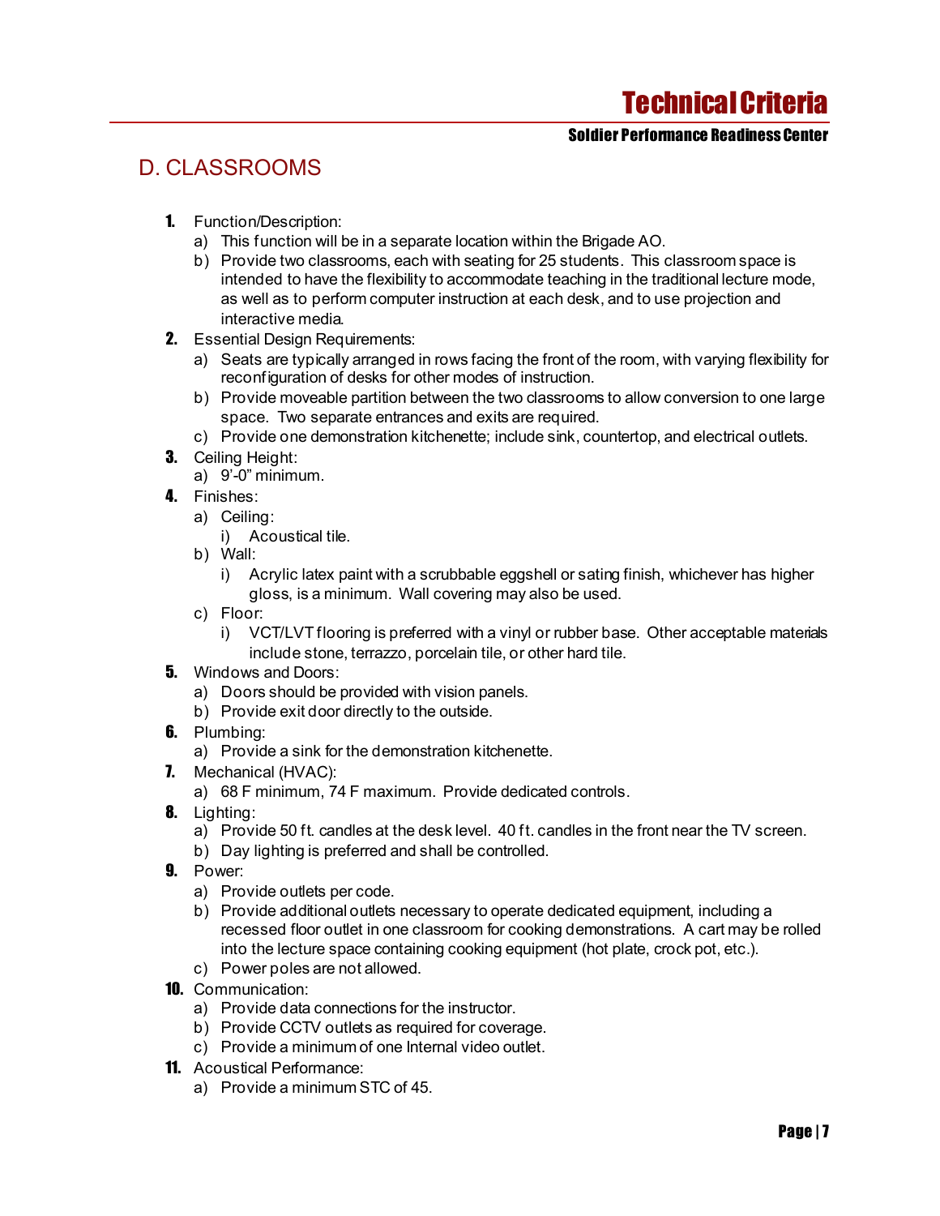## D. CLASSROOMS

1. Function/Description:
   a) This function will be in a separate location within the Brigade AO.
   b) Provide two classrooms, each with seating for 25 students. This classroom space is intended to have the flexibility to accommodate teaching in the traditional lecture mode, as well as to perform computer instruction at each desk, and to use projection and interactive media.
2. Essential Design Requirements:
   a) Seats are typically arranged in rows facing the front of the room, with varying flexibility for reconfiguration of desks for other modes of instruction.
   b) Provide moveable partition between the two classrooms to allow conversion to one large space. Two separate entrances and exits are required.
   c) Provide one demonstration kitchenette; include sink, countertop, and electrical outlets.
3. Ceiling Height:
   a) 9'-0" minimum.
4. Finishes:
   a) Ceiling:
      i) Acoustical tile.
   b) Wall:
      i) Acrylic latex paint with a scrubbable eggshell or sating finish, whichever has higher gloss, is a minimum. Wall covering may also be used.
   c) Floor:
      i) VCT/LVT flooring is preferred with a vinyl or rubber base. Other acceptable materials include stone, terrazzo, porcelain tile, or other hard tile.
5. Windows and Doors:
   a) Doors should be provided with vision panels.
   b) Provide exit door directly to the outside.
6. Plumbing:
   a) Provide a sink for the demonstration kitchenette.
7. Mechanical (HVAC):
   a) 68 F minimum, 74 F maximum. Provide dedicated controls.
8. Lighting:
   a) Provide 50 ft. candles at the desk level. 40 ft. candles in the front near the TV screen.
   b) Day lighting is preferred and shall be controlled.
9. Power:
   a) Provide outlets per code.
   b) Provide additional outlets necessary to operate dedicated equipment, including a recessed floor outlet in one classroom for cooking demonstrations. A cart may be rolled into the lecture space containing cooking equipment (hot plate, crock pot, etc.).
   c) Power poles are not allowed.
10. Communication:
    a) Provide data connections for the instructor.
    b) Provide CCTV outlets as required for coverage.
    c) Provide a minimum of one Internal video outlet.
11. Acoustical Performance:
    a) Provide a minimum STC of 45.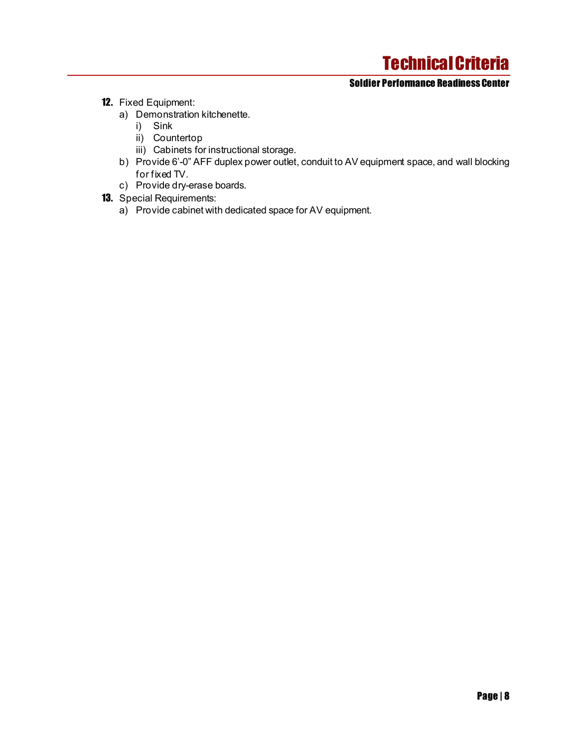12. Fixed Equipment:
    a) Demonstration kitchenette.
        i) Sink
        ii) Countertop
        iii) Cabinets for instructional storage.
    b) Provide 6'-0" AFF duplex power outlet, conduit to AV equipment space, and wall blocking for fixed TV.
    c) Provide dry-erase boards.
13. Special Requirements:
    a) Provide cabinet with dedicated space for AV equipment.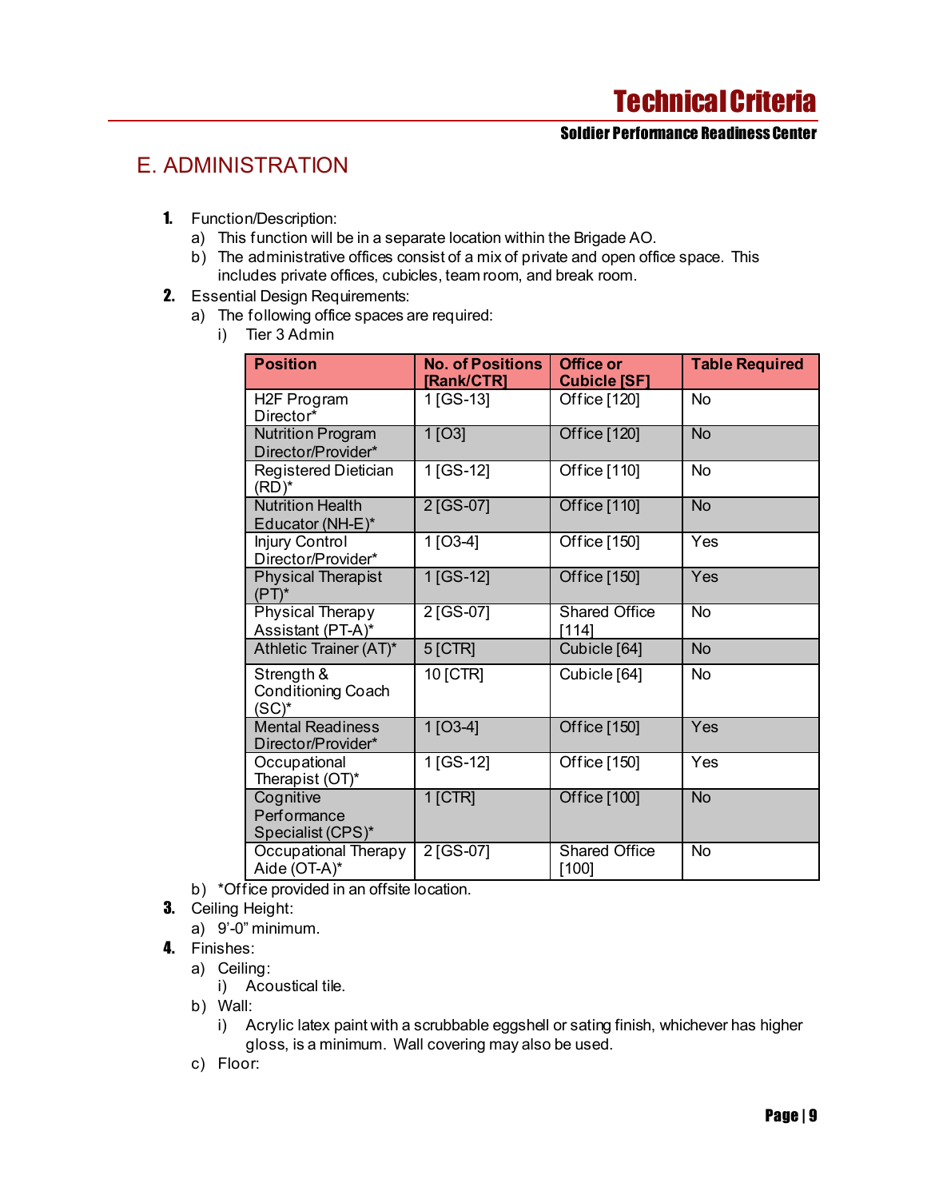## E. ADMINISTRATION

1. Function/Description:
   a) This function will be in a separate location within the Brigade AO.
   b) The administrative offices consist of a mix of private and open office space. This includes private offices, cubicles, team room, and break room.
2. Essential Design Requirements:
   a) The following office spaces are required:
      i) Tier 3 Admin

| Position | No. of Positions [Rank/CTR] | Office or Cubicle [SF] | Table Required |
|---|---|---|---|
| H2F Program Director* | 1 [GS-13] | Office [120] | No |
| Nutrition Program Director/Provider* | 1 [O3] | Office [120] | No |
| Registered Dietician (RD)* | 1 [GS-12] | Office [110] | No |
| Nutrition Health Educator (NH-E)* | 2 [GS-07] | Office [110] | No |
| Injury Control Director/Provider* | 1 [O3-4] | Office [150] | Yes |
| Physical Therapist (PT)* | 1 [GS-12] | Office [150] | Yes |
| Physical Therapy Assistant (PT-A)* | 2 [GS-07] | Shared Office [114] | No |
| Athletic Trainer (AT)* | 5 [CTR] | Cubicle [64] | No |
| Strength & Conditioning Coach (SC)* | 10 [CTR] | Cubicle [64] | No |
| Mental Readiness Director/Provider* | 1 [O3-4] | Office [150] | Yes |
| Occupational Therapist (OT)* | 1 [GS-12] | Office [150] | Yes |
| Cognitive Performance Specialist (CPS)* | 1 [CTR] | Office [100] | No |
| Occupational Therapy Aide (OT-A)* | 2 [GS-07] | Shared Office [100] | No |

   b) *Office provided in an offsite location.
3. Ceiling Height:
   a) 9'-0" minimum.
4. Finishes:
   a) Ceiling:
      i) Acoustical tile.
   b) Wall:
      i) Acrylic latex paint with a scrubbable eggshell or sating finish, whichever has higher gloss, is a minimum. Wall covering may also be used.
   c) Floor: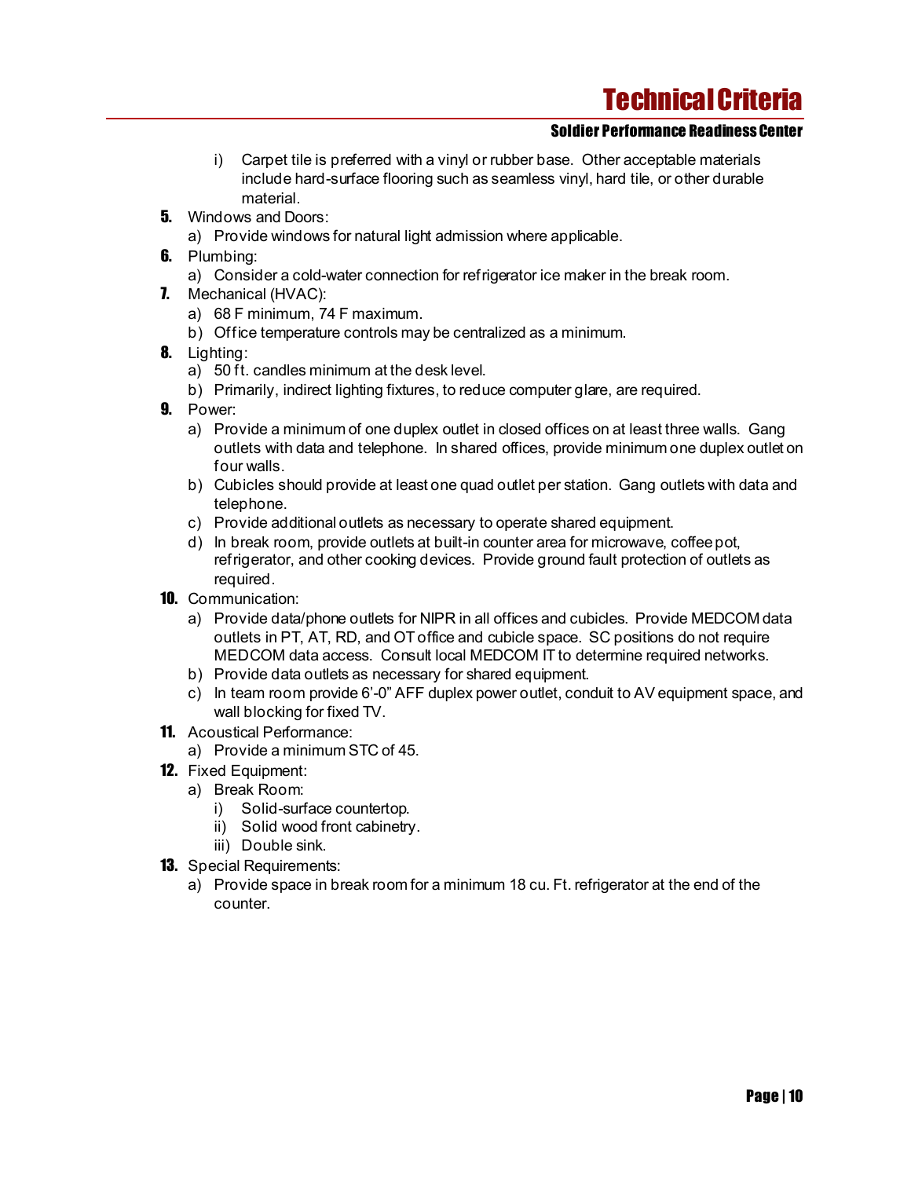i) Carpet tile is preferred with a vinyl or rubber base. Other acceptable materials include hard-surface flooring such as seamless vinyl, hard tile, or other durable material.

5. Windows and Doors:
   a) Provide windows for natural light admission where applicable.
6. Plumbing:
   a) Consider a cold-water connection for refrigerator ice maker in the break room.
7. Mechanical (HVAC):
   a) 68 F minimum, 74 F maximum.
   b) Office temperature controls may be centralized as a minimum.
8. Lighting:
   a) 50 ft. candles minimum at the desk level.
   b) Primarily, indirect lighting fixtures, to reduce computer glare, are required.
9. Power:
   a) Provide a minimum of one duplex outlet in closed offices on at least three walls. Gang outlets with data and telephone. In shared offices, provide minimum one duplex outlet on four walls.
   b) Cubicles should provide at least one quad outlet per station. Gang outlets with data and telephone.
   c) Provide additional outlets as necessary to operate shared equipment.
   d) In break room, provide outlets at built-in counter area for microwave, coffee pot, refrigerator, and other cooking devices. Provide ground fault protection of outlets as required.
10. Communication:
    a) Provide data/phone outlets for NIPR in all offices and cubicles. Provide MEDCOM data outlets in PT, AT, RD, and OT office and cubicle space. SC positions do not require MEDCOM data access. Consult local MEDCOM IT to determine required networks.
    b) Provide data outlets as necessary for shared equipment.
    c) In team room provide 6'-0" AFF duplex power outlet, conduit to AV equipment space, and wall blocking for fixed TV.
11. Acoustical Performance:
    a) Provide a minimum STC of 45.
12. Fixed Equipment:
    a) Break Room:
       i) Solid-surface countertop.
       ii) Solid wood front cabinetry.
       iii) Double sink.
13. Special Requirements:
    a) Provide space in break room for a minimum 18 cu. Ft. refrigerator at the end of the counter.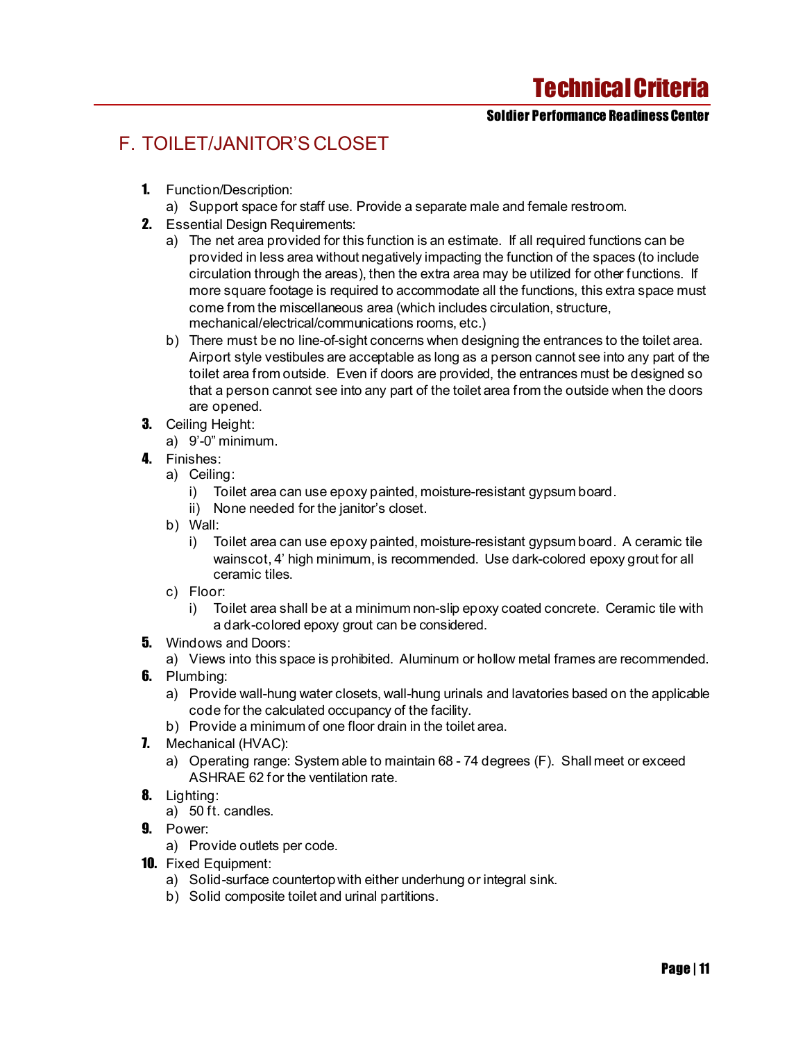## F. TOILET/JANITOR'S CLOSET

1. Function/Description:
   a) Support space for staff use. Provide a separate male and female restroom.
2. Essential Design Requirements:
   a) The net area provided for this function is an estimate. If all required functions can be provided in less area without negatively impacting the function of the spaces (to include circulation through the areas), then the extra area may be utilized for other functions. If more square footage is required to accommodate all the functions, this extra space must come from the miscellaneous area (which includes circulation, structure, mechanical/electrical/communications rooms, etc.)
   b) There must be no line-of-sight concerns when designing the entrances to the toilet area. Airport style vestibules are acceptable as long as a person cannot see into any part of the toilet area from outside. Even if doors are provided, the entrances must be designed so that a person cannot see into any part of the toilet area from the outside when the doors are opened.
3. Ceiling Height:
   a) 9'-0" minimum.
4. Finishes:
   a) Ceiling:
      i) Toilet area can use epoxy painted, moisture-resistant gypsum board.
      ii) None needed for the janitor's closet.
   b) Wall:
      i) Toilet area can use epoxy painted, moisture-resistant gypsum board. A ceramic tile wainscot, 4' high minimum, is recommended. Use dark-colored epoxy grout for all ceramic tiles.
   c) Floor:
      i) Toilet area shall be at a minimum non-slip epoxy coated concrete. Ceramic tile with a dark-colored epoxy grout can be considered.
5. Windows and Doors:
   a) Views into this space is prohibited. Aluminum or hollow metal frames are recommended.
6. Plumbing:
   a) Provide wall-hung water closets, wall-hung urinals and lavatories based on the applicable code for the calculated occupancy of the facility.
   b) Provide a minimum of one floor drain in the toilet area.
7. Mechanical (HVAC):
   a) Operating range: System able to maintain 68 - 74 degrees (F). Shall meet or exceed ASHRAE 62 for the ventilation rate.
8. Lighting:
   a) 50 ft. candles.
9. Power:
   a) Provide outlets per code.
10. Fixed Equipment:
    a) Solid-surface countertop with either underhung or integral sink.
    b) Solid composite toilet and urinal partitions.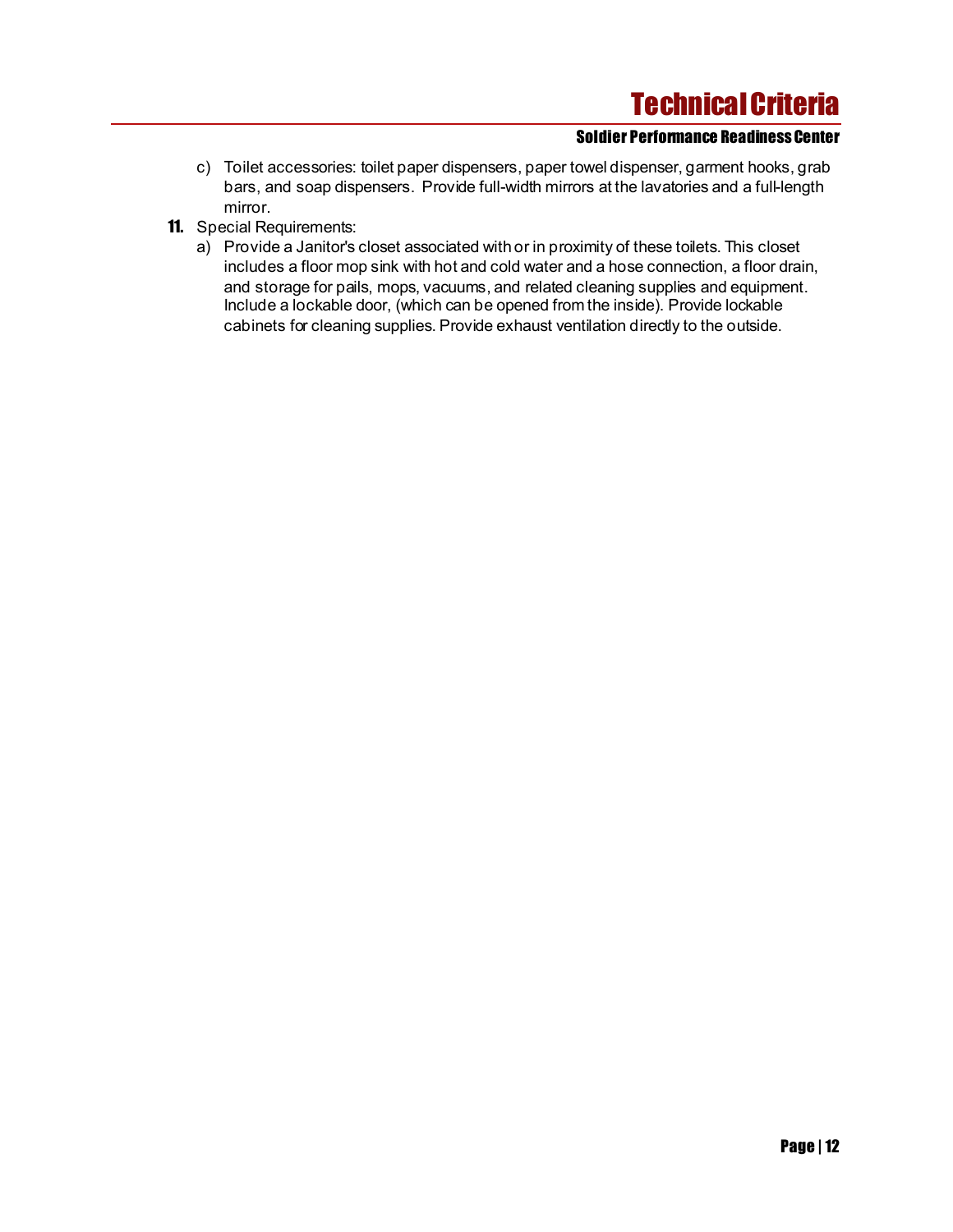c) Toilet accessories: toilet paper dispensers, paper towel dispenser, garment hooks, grab bars, and soap dispensers. Provide full-width mirrors at the lavatories and a full-length mirror.

**11.** Special Requirements:

a) Provide a Janitor's closet associated with or in proximity of these toilets. This closet includes a floor mop sink with hot and cold water and a hose connection, a floor drain, and storage for pails, mops, vacuums, and related cleaning supplies and equipment. Include a lockable door, (which can be opened from the inside). Provide lockable cabinets for cleaning supplies. Provide exhaust ventilation directly to the outside.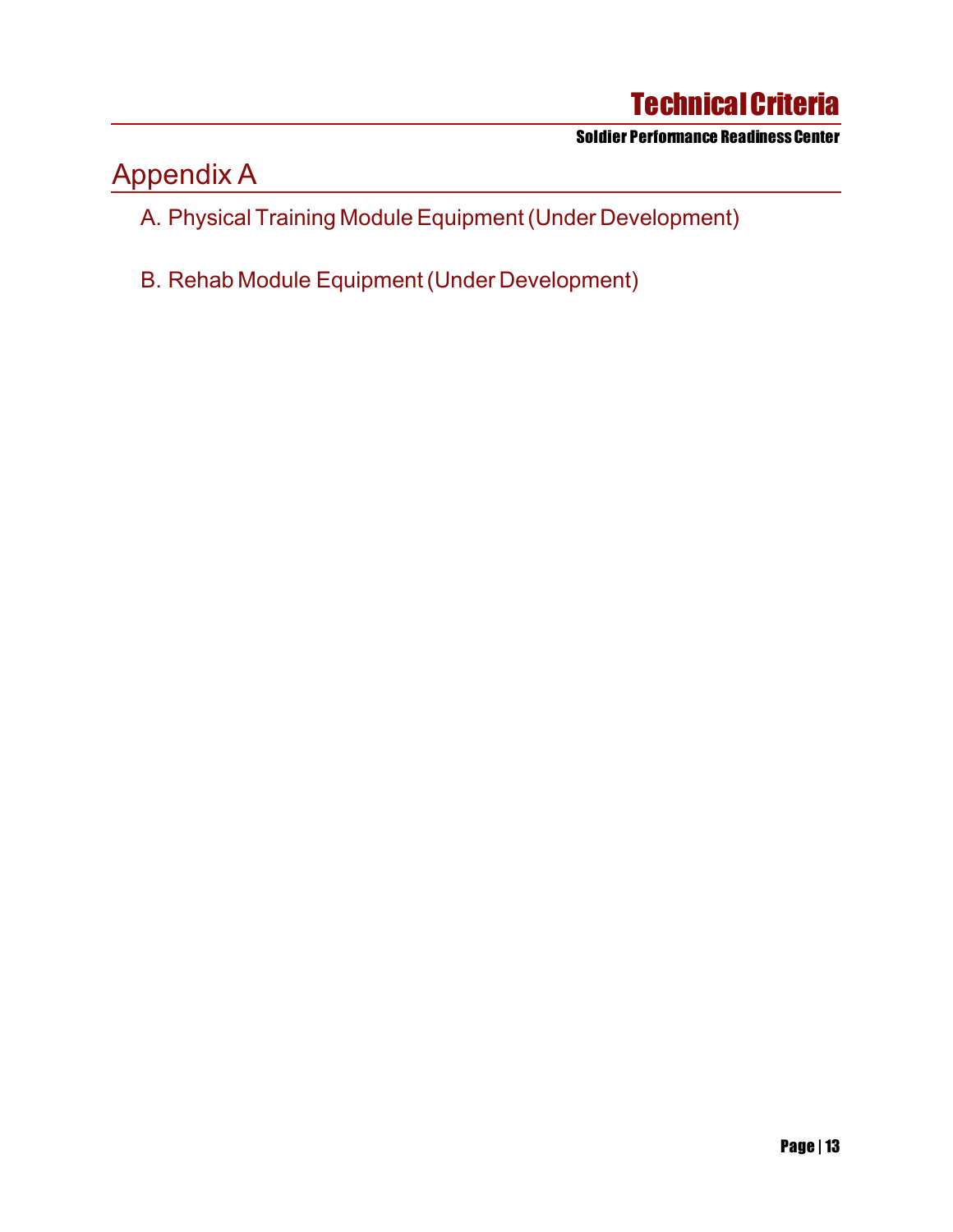# Appendix A

A. Physical Training Module Equipment (Under Development)

B. Rehab Module Equipment (Under Development)